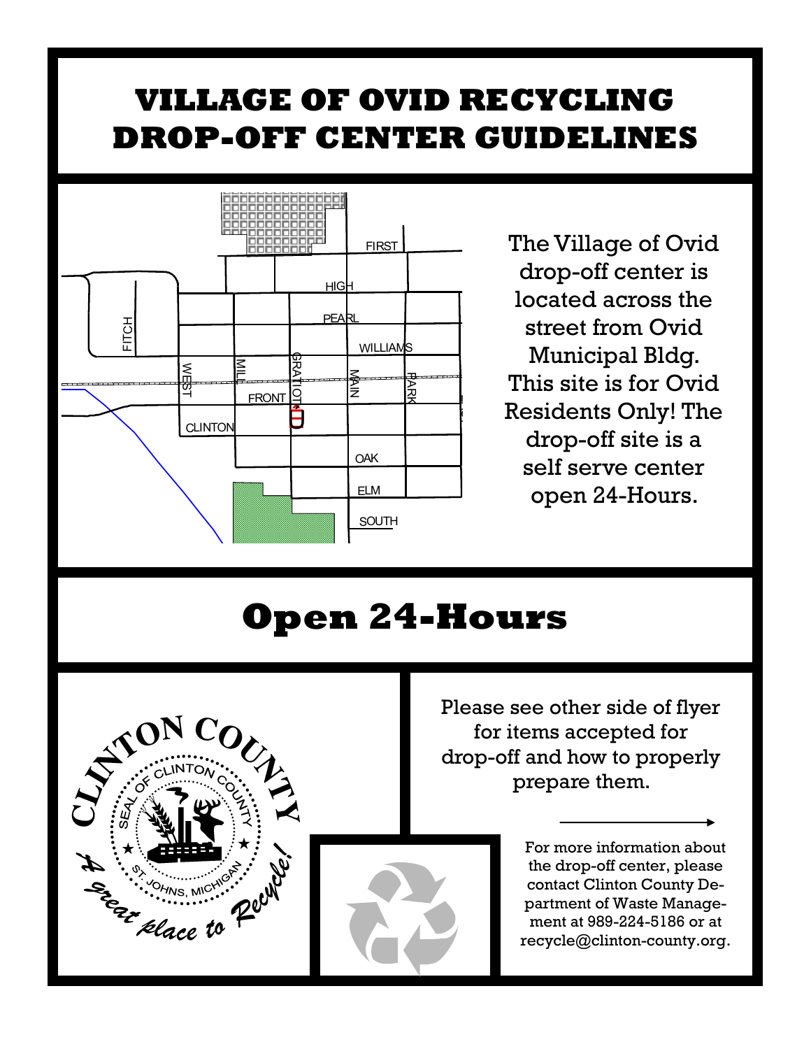# VILLAGE OF OVID RECYCLING DROP-OFF CENTER GUIDELINES

The Village of Ovid drop-off center is located across the street from Ovid Municipal Bldg. This site is for Ovid Residents Only! The drop-off site is a self serve center open 24-Hours.

# Open 24-Hours

Please see other side of flyer for items accepted for drop-off and how to properly prepare them.

For more information about the drop-off center, please contact Clinton County Department of Waste Management at 989-224-5186 or at recycle@clinton-county.org.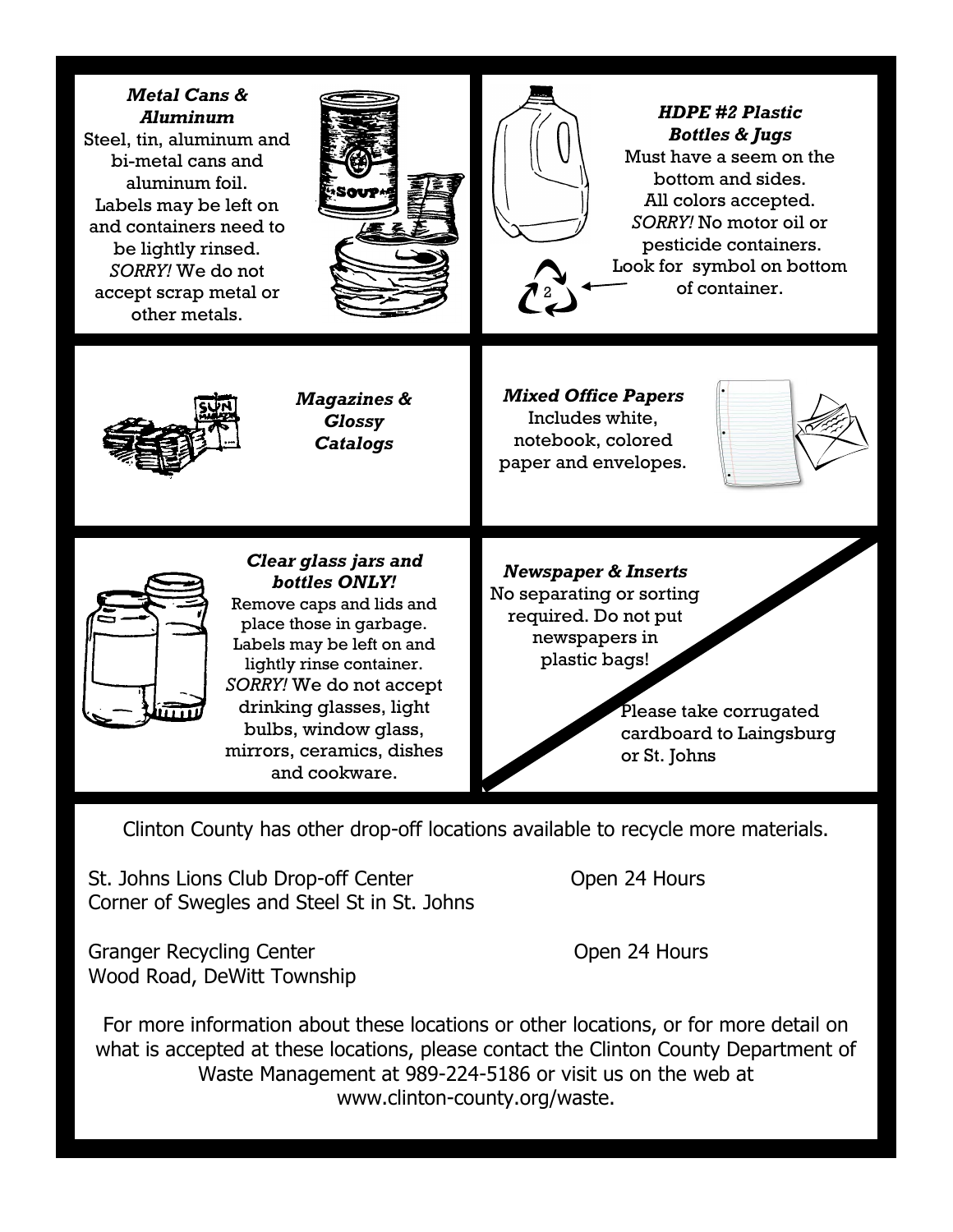***Metal Cans & Aluminum***

Steel, tin, aluminum and bi-metal cans and aluminum foil. Labels may be left on and containers need to be lightly rinsed. *SORRY!* We do not accept scrap metal or other metals.

***HDPE #2 Plastic Bottles & Jugs***

Must have a seem on the bottom and sides. All colors accepted. *SORRY!* No motor oil or pesticide containers. Look for symbol on bottom of container.

2

***Magazines & Glossy Catalogs***

***Mixed Office Papers***

Includes white, notebook, colored paper and envelopes.

***Clear glass jars and bottles ONLY!***

Remove caps and lids and place those in garbage. Labels may be left on and lightly rinse container. *SORRY!* We do not accept drinking glasses, light bulbs, window glass, mirrors, ceramics, dishes and cookware.

***Newspaper & Inserts***

No separating or sorting required. Do not put newspapers in plastic bags!

Please take corrugated cardboard to Laingsburg or St. Johns

Clinton County has other drop-off locations available to recycle more materials.

St. Johns Lions Club Drop-off Center — Open 24 Hours
Corner of Swegles and Steel St in St. Johns

Granger Recycling Center — Open 24 Hours
Wood Road, DeWitt Township

For more information about these locations or other locations, or for more detail on what is accepted at these locations, please contact the Clinton County Department of Waste Management at 989-224-5186 or visit us on the web at www.clinton-county.org/waste.